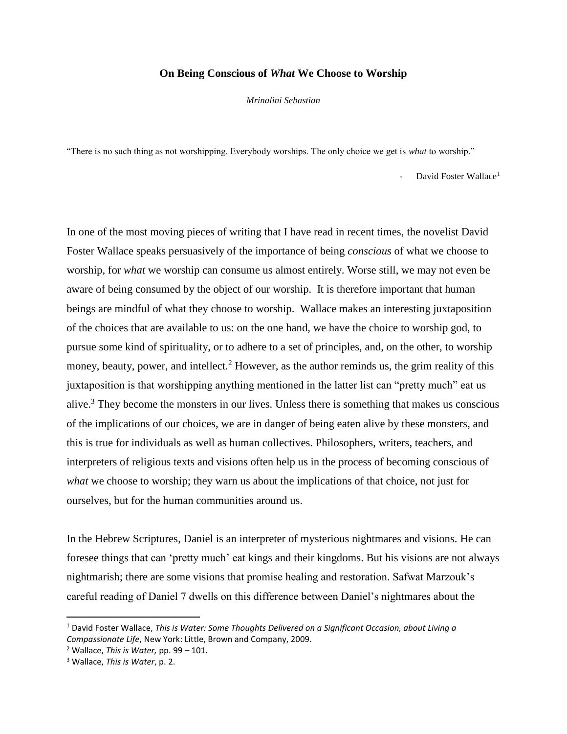# On Being Conscious of *What* We Choose to Worship

*Mrinalini Sebastian*

"There is no such thing as not worshipping. Everybody worships. The only choice we get is *what* to worship."

- David Foster Wallace[1]

In one of the most moving pieces of writing that I have read in recent times, the novelist David Foster Wallace speaks persuasively of the importance of being *conscious* of what we choose to worship, for *what* we worship can consume us almost entirely. Worse still, we may not even be aware of being consumed by the object of our worship. It is therefore important that human beings are mindful of what they choose to worship. Wallace makes an interesting juxtaposition of the choices that are available to us: on the one hand, we have the choice to worship god, to pursue some kind of spirituality, or to adhere to a set of principles, and, on the other, to worship money, beauty, power, and intellect.[2] However, as the author reminds us, the grim reality of this juxtaposition is that worshipping anything mentioned in the latter list can "pretty much" eat us alive.[3] They become the monsters in our lives. Unless there is something that makes us conscious of the implications of our choices, we are in danger of being eaten alive by these monsters, and this is true for individuals as well as human collectives. Philosophers, writers, teachers, and interpreters of religious texts and visions often help us in the process of becoming conscious of *what* we choose to worship; they warn us about the implications of that choice, not just for ourselves, but for the human communities around us.

In the Hebrew Scriptures, Daniel is an interpreter of mysterious nightmares and visions. He can foresee things that can 'pretty much' eat kings and their kingdoms. But his visions are not always nightmarish; there are some visions that promise healing and restoration. Safwat Marzouk's careful reading of Daniel 7 dwells on this difference between Daniel's nightmares about the

---

[1] David Foster Wallace, *This is Water: Some Thoughts Delivered on a Significant Occasion, about Living a Compassionate Life*, New York: Little, Brown and Company, 2009.

[2] Wallace, *This is Water,* pp. 99 – 101.

[3] Wallace, *This is Water*, p. 2.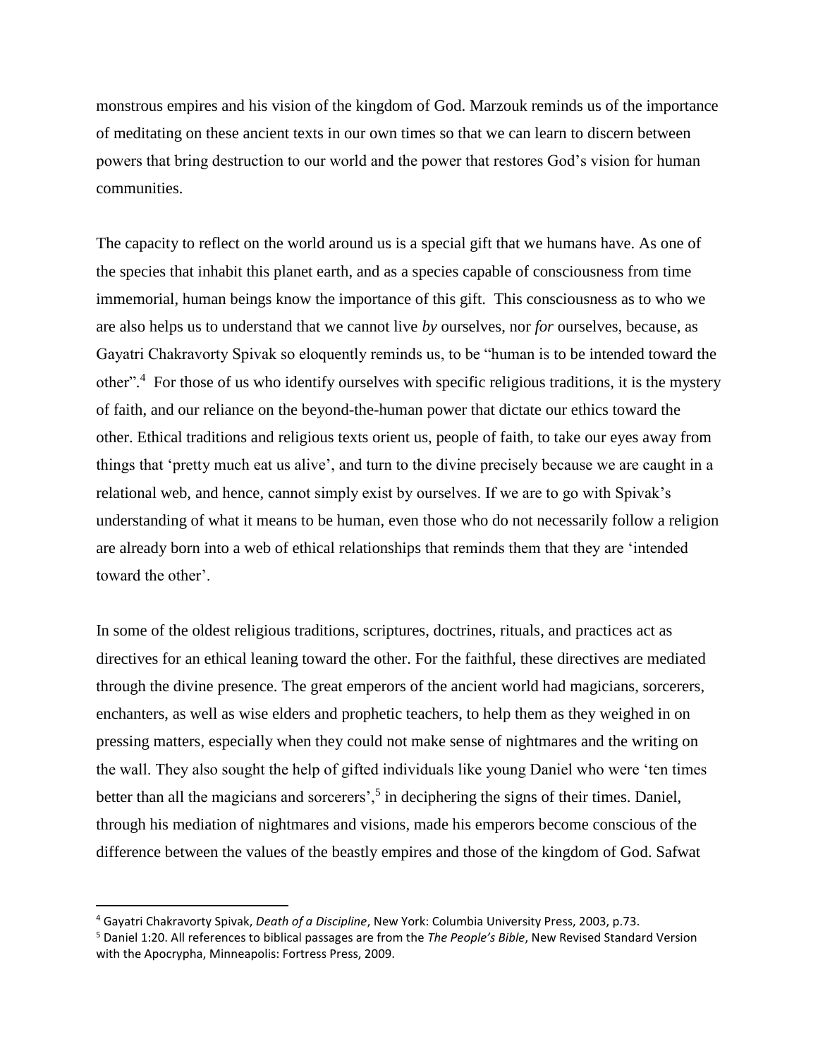monstrous empires and his vision of the kingdom of God. Marzouk reminds us of the importance of meditating on these ancient texts in our own times so that we can learn to discern between powers that bring destruction to our world and the power that restores God's vision for human communities.

The capacity to reflect on the world around us is a special gift that we humans have. As one of the species that inhabit this planet earth, and as a species capable of consciousness from time immemorial, human beings know the importance of this gift. This consciousness as to who we are also helps us to understand that we cannot live *by* ourselves, nor *for* ourselves, because, as Gayatri Chakravorty Spivak so eloquently reminds us, to be "human is to be intended toward the other".[4] For those of us who identify ourselves with specific religious traditions, it is the mystery of faith, and our reliance on the beyond-the-human power that dictate our ethics toward the other. Ethical traditions and religious texts orient us, people of faith, to take our eyes away from things that 'pretty much eat us alive', and turn to the divine precisely because we are caught in a relational web, and hence, cannot simply exist by ourselves. If we are to go with Spivak's understanding of what it means to be human, even those who do not necessarily follow a religion are already born into a web of ethical relationships that reminds them that they are 'intended toward the other'.

In some of the oldest religious traditions, scriptures, doctrines, rituals, and practices act as directives for an ethical leaning toward the other. For the faithful, these directives are mediated through the divine presence. The great emperors of the ancient world had magicians, sorcerers, enchanters, as well as wise elders and prophetic teachers, to help them as they weighed in on pressing matters, especially when they could not make sense of nightmares and the writing on the wall. They also sought the help of gifted individuals like young Daniel who were 'ten times better than all the magicians and sorcerers',[5] in deciphering the signs of their times. Daniel, through his mediation of nightmares and visions, made his emperors become conscious of the difference between the values of the beastly empires and those of the kingdom of God. Safwat

---

[4] Gayatri Chakravorty Spivak, *Death of a Discipline*, New York: Columbia University Press, 2003, p.73.

[5] Daniel 1:20. All references to biblical passages are from the *The People's Bible*, New Revised Standard Version with the Apocrypha, Minneapolis: Fortress Press, 2009.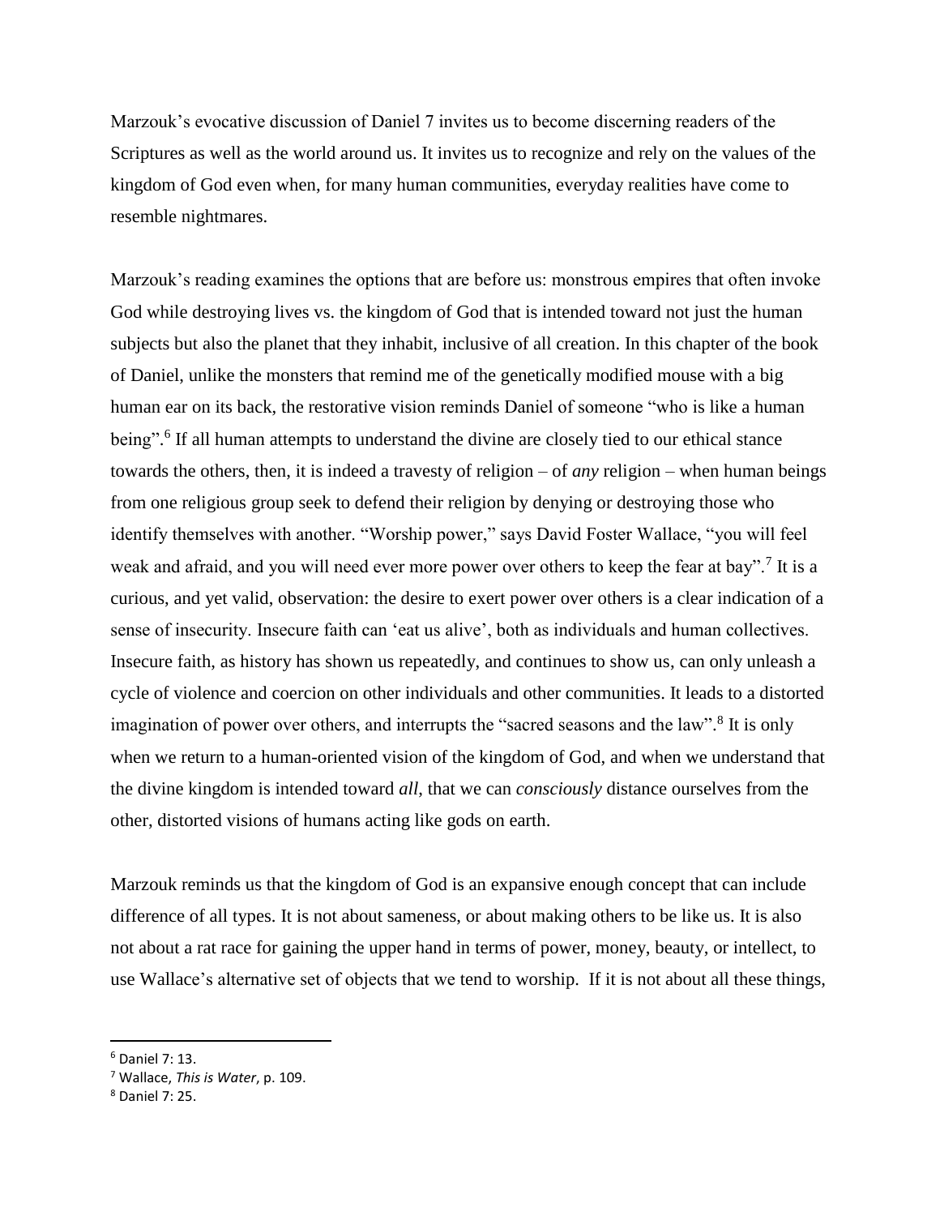Marzouk's evocative discussion of Daniel 7 invites us to become discerning readers of the Scriptures as well as the world around us. It invites us to recognize and rely on the values of the kingdom of God even when, for many human communities, everyday realities have come to resemble nightmares.

Marzouk's reading examines the options that are before us: monstrous empires that often invoke God while destroying lives vs. the kingdom of God that is intended toward not just the human subjects but also the planet that they inhabit, inclusive of all creation. In this chapter of the book of Daniel, unlike the monsters that remind me of the genetically modified mouse with a big human ear on its back, the restorative vision reminds Daniel of someone "who is like a human being".[6] If all human attempts to understand the divine are closely tied to our ethical stance towards the others, then, it is indeed a travesty of religion – of *any* religion – when human beings from one religious group seek to defend their religion by denying or destroying those who identify themselves with another. "Worship power," says David Foster Wallace, "you will feel weak and afraid, and you will need ever more power over others to keep the fear at bay".[7] It is a curious, and yet valid, observation: the desire to exert power over others is a clear indication of a sense of insecurity. Insecure faith can 'eat us alive', both as individuals and human collectives. Insecure faith, as history has shown us repeatedly, and continues to show us, can only unleash a cycle of violence and coercion on other individuals and other communities. It leads to a distorted imagination of power over others, and interrupts the "sacred seasons and the law".[8] It is only when we return to a human-oriented vision of the kingdom of God, and when we understand that the divine kingdom is intended toward *all*, that we can *consciously* distance ourselves from the other, distorted visions of humans acting like gods on earth.

Marzouk reminds us that the kingdom of God is an expansive enough concept that can include difference of all types. It is not about sameness, or about making others to be like us. It is also not about a rat race for gaining the upper hand in terms of power, money, beauty, or intellect, to use Wallace's alternative set of objects that we tend to worship. If it is not about all these things,

---

[6] Daniel 7: 13.

[7] Wallace, *This is Water*, p. 109.

[8] Daniel 7: 25.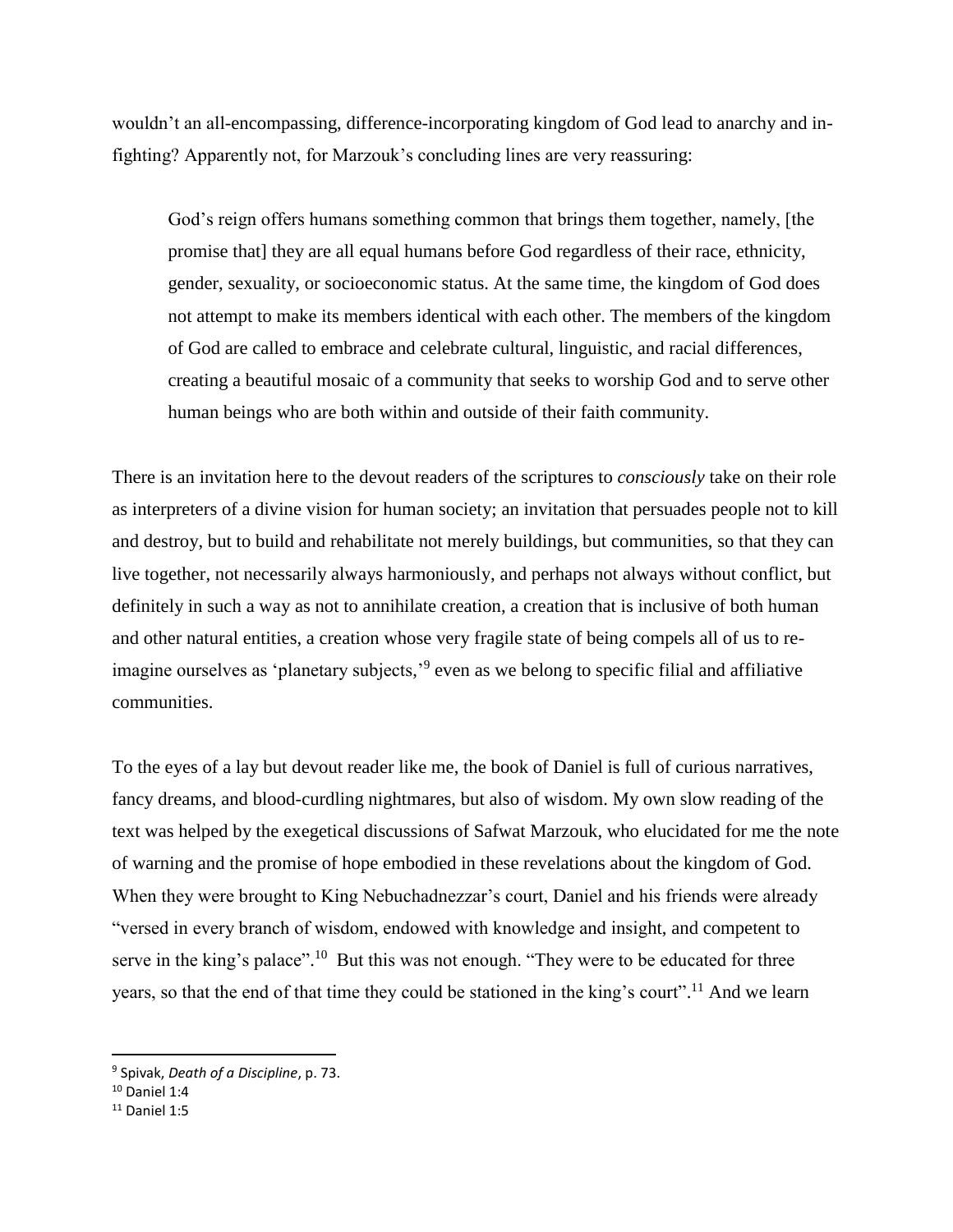wouldn't an all-encompassing, difference-incorporating kingdom of God lead to anarchy and in-fighting? Apparently not, for Marzouk's concluding lines are very reassuring:

> God's reign offers humans something common that brings them together, namely, [the promise that] they are all equal humans before God regardless of their race, ethnicity, gender, sexuality, or socioeconomic status. At the same time, the kingdom of God does not attempt to make its members identical with each other. The members of the kingdom of God are called to embrace and celebrate cultural, linguistic, and racial differences, creating a beautiful mosaic of a community that seeks to worship God and to serve other human beings who are both within and outside of their faith community.

There is an invitation here to the devout readers of the scriptures to *consciously* take on their role as interpreters of a divine vision for human society; an invitation that persuades people not to kill and destroy, but to build and rehabilitate not merely buildings, but communities, so that they can live together, not necessarily always harmoniously, and perhaps not always without conflict, but definitely in such a way as not to annihilate creation, a creation that is inclusive of both human and other natural entities, a creation whose very fragile state of being compels all of us to re-imagine ourselves as 'planetary subjects,'[9] even as we belong to specific filial and affiliative communities.

To the eyes of a lay but devout reader like me, the book of Daniel is full of curious narratives, fancy dreams, and blood-curdling nightmares, but also of wisdom. My own slow reading of the text was helped by the exegetical discussions of Safwat Marzouk, who elucidated for me the note of warning and the promise of hope embodied in these revelations about the kingdom of God. When they were brought to King Nebuchadnezzar's court, Daniel and his friends were already "versed in every branch of wisdom, endowed with knowledge and insight, and competent to serve in the king's palace".[10] But this was not enough. "They were to be educated for three years, so that the end of that time they could be stationed in the king's court".[11] And we learn

---

[9] Spivak, *Death of a Discipline*, p. 73.

[10] Daniel 1:4

[11] Daniel 1:5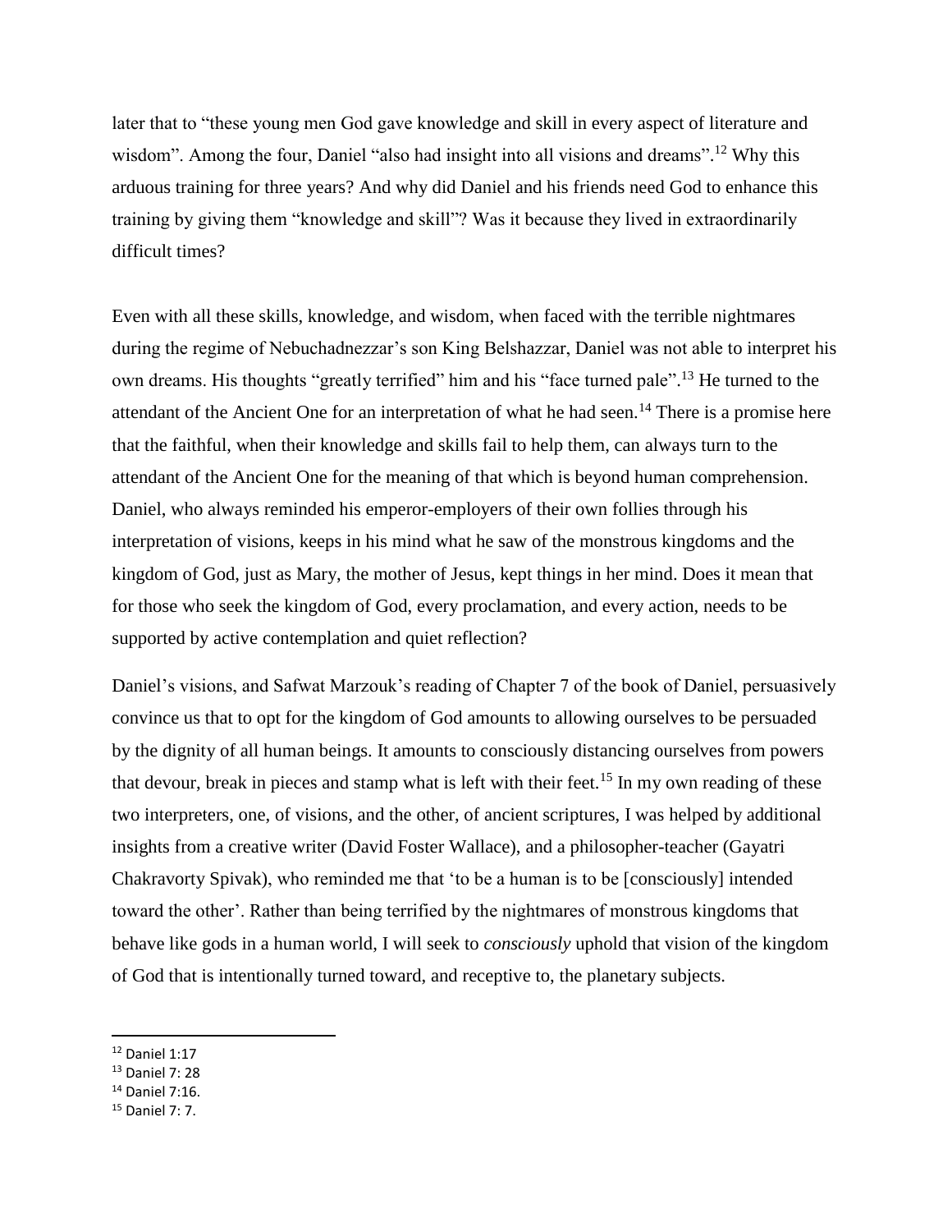later that to "these young men God gave knowledge and skill in every aspect of literature and wisdom". Among the four, Daniel "also had insight into all visions and dreams".[12] Why this arduous training for three years? And why did Daniel and his friends need God to enhance this training by giving them "knowledge and skill"? Was it because they lived in extraordinarily difficult times?

Even with all these skills, knowledge, and wisdom, when faced with the terrible nightmares during the regime of Nebuchadnezzar's son King Belshazzar, Daniel was not able to interpret his own dreams. His thoughts "greatly terrified" him and his "face turned pale".[13] He turned to the attendant of the Ancient One for an interpretation of what he had seen.[14] There is a promise here that the faithful, when their knowledge and skills fail to help them, can always turn to the attendant of the Ancient One for the meaning of that which is beyond human comprehension. Daniel, who always reminded his emperor-employers of their own follies through his interpretation of visions, keeps in his mind what he saw of the monstrous kingdoms and the kingdom of God, just as Mary, the mother of Jesus, kept things in her mind. Does it mean that for those who seek the kingdom of God, every proclamation, and every action, needs to be supported by active contemplation and quiet reflection?

Daniel's visions, and Safwat Marzouk's reading of Chapter 7 of the book of Daniel, persuasively convince us that to opt for the kingdom of God amounts to allowing ourselves to be persuaded by the dignity of all human beings. It amounts to consciously distancing ourselves from powers that devour, break in pieces and stamp what is left with their feet.[15] In my own reading of these two interpreters, one, of visions, and the other, of ancient scriptures, I was helped by additional insights from a creative writer (David Foster Wallace), and a philosopher-teacher (Gayatri Chakravorty Spivak), who reminded me that 'to be a human is to be [consciously] intended toward the other'. Rather than being terrified by the nightmares of monstrous kingdoms that behave like gods in a human world, I will seek to *consciously* uphold that vision of the kingdom of God that is intentionally turned toward, and receptive to, the planetary subjects.

---

[12] Daniel 1:17

[13] Daniel 7: 28

[14] Daniel 7:16.

[15] Daniel 7: 7.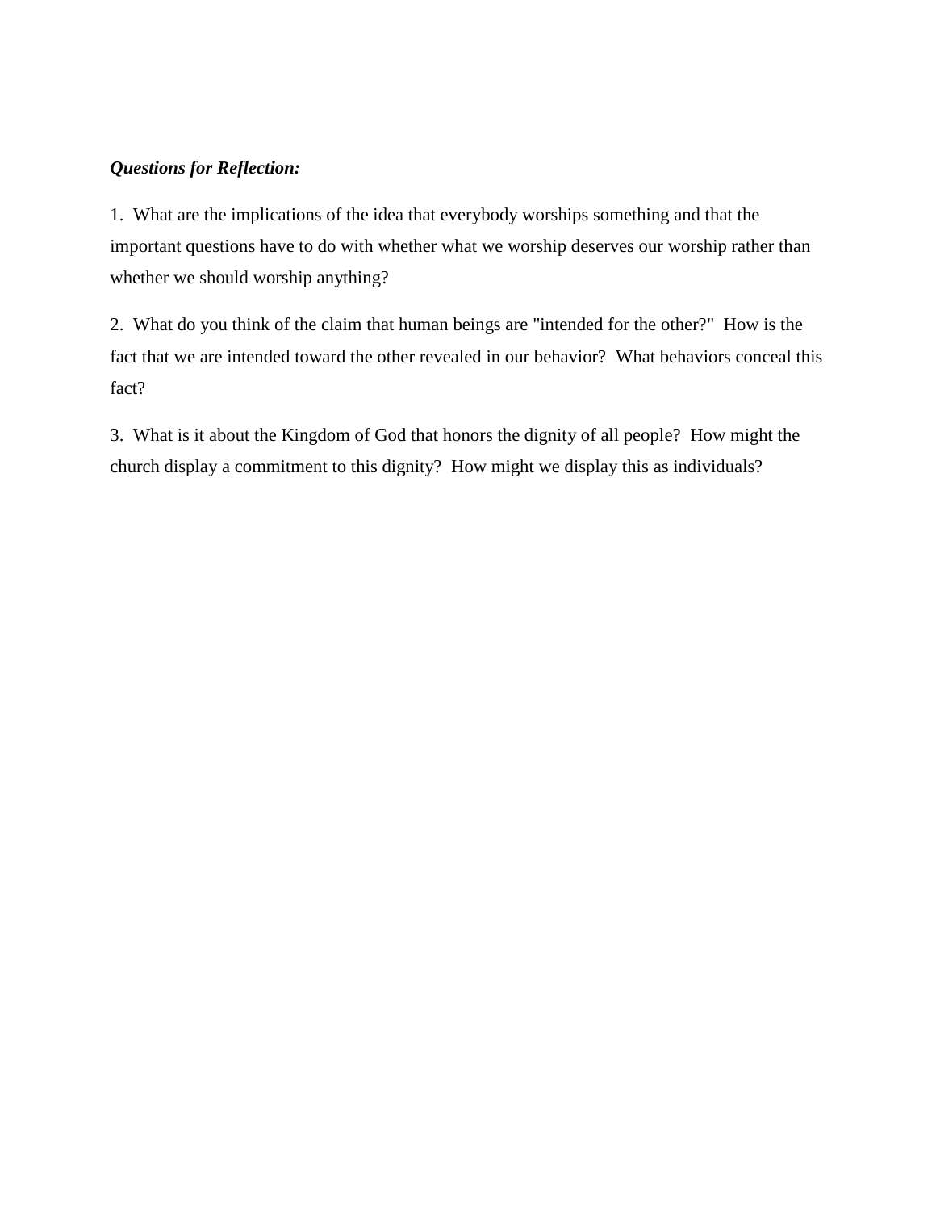***Questions for Reflection:***

1. What are the implications of the idea that everybody worships something and that the important questions have to do with whether what we worship deserves our worship rather than whether we should worship anything?

2. What do you think of the claim that human beings are "intended for the other?" How is the fact that we are intended toward the other revealed in our behavior? What behaviors conceal this fact?

3. What is it about the Kingdom of God that honors the dignity of all people? How might the church display a commitment to this dignity? How might we display this as individuals?